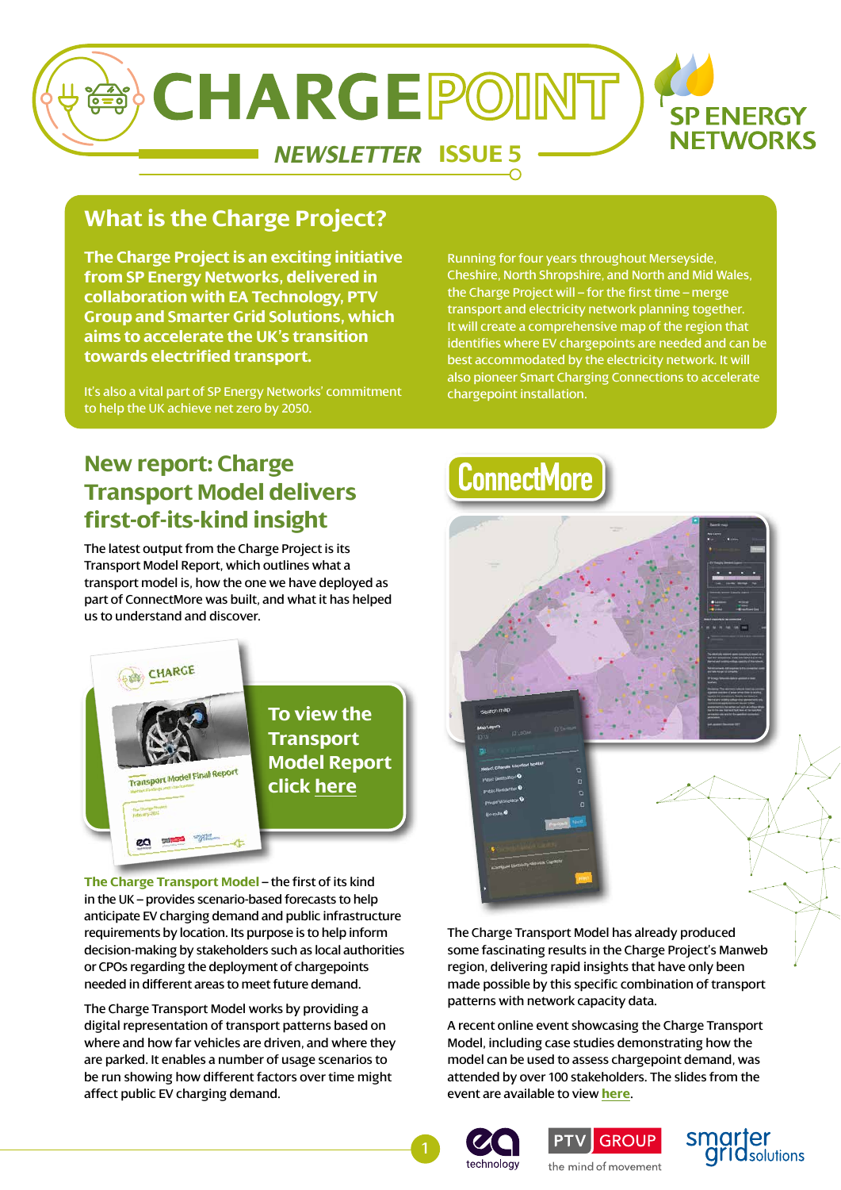# CHARGEPOINT

## NEWSLETTER ISSUE 5

SP ENERGY NETWORKS

## What is the Charge Project?

**The Charge Project is an exciting initiative from SP Energy Networks, delivered in collaboration with EA Technology, PTV Group and Smarter Grid Solutions, which aims to accelerate the UK's transition towards electrified transport.**

It's also a vital part of SP Energy Networks' commitment to help the UK achieve net zero by 2050.

Running for four years throughout Merseyside, Cheshire, North Shropshire, and North and Mid Wales, the Charge Project will – for the first time – merge transport and electricity network planning together. It will create a comprehensive map of the region that identifies where EV chargepoints are needed and can be best accommodated by the electricity network. It will also pioneer Smart Charging Connections to accelerate chargepoint installation.

## New report: Charge Transport Model delivers first-of-its-kind insight

The latest output from the Charge Project is its Transport Model Report, which outlines what a transport model is, how the one we have deployed as part of ConnectMore was built, and what it has helped us to understand and discover.

**To view the Transport Model Report click here**

**The Charge Transport Model** – the first of its kind in the UK – provides scenario-based forecasts to help anticipate EV charging demand and public infrastructure requirements by location. Its purpose is to help inform decision-making by stakeholders such as local authorities or CPOs regarding the deployment of chargepoints needed in different areas to meet future demand.

The Charge Transport Model works by providing a digital representation of transport patterns based on where and how far vehicles are driven, and where they are parked. It enables a number of usage scenarios to be run showing how different factors over time might affect public EV charging demand.

ConnectMore

The Charge Transport Model has already produced some fascinating results in the Charge Project's Manweb region, delivering rapid insights that have only been made possible by this specific combination of transport patterns with network capacity data.

A recent online event showcasing the Charge Transport Model, including case studies demonstrating how the model can be used to assess chargepoint demand, was attended by over 100 stakeholders. The slides from the event are available to view here.

ea technology | PTV GROUP the mind of movement | smarter grid solutions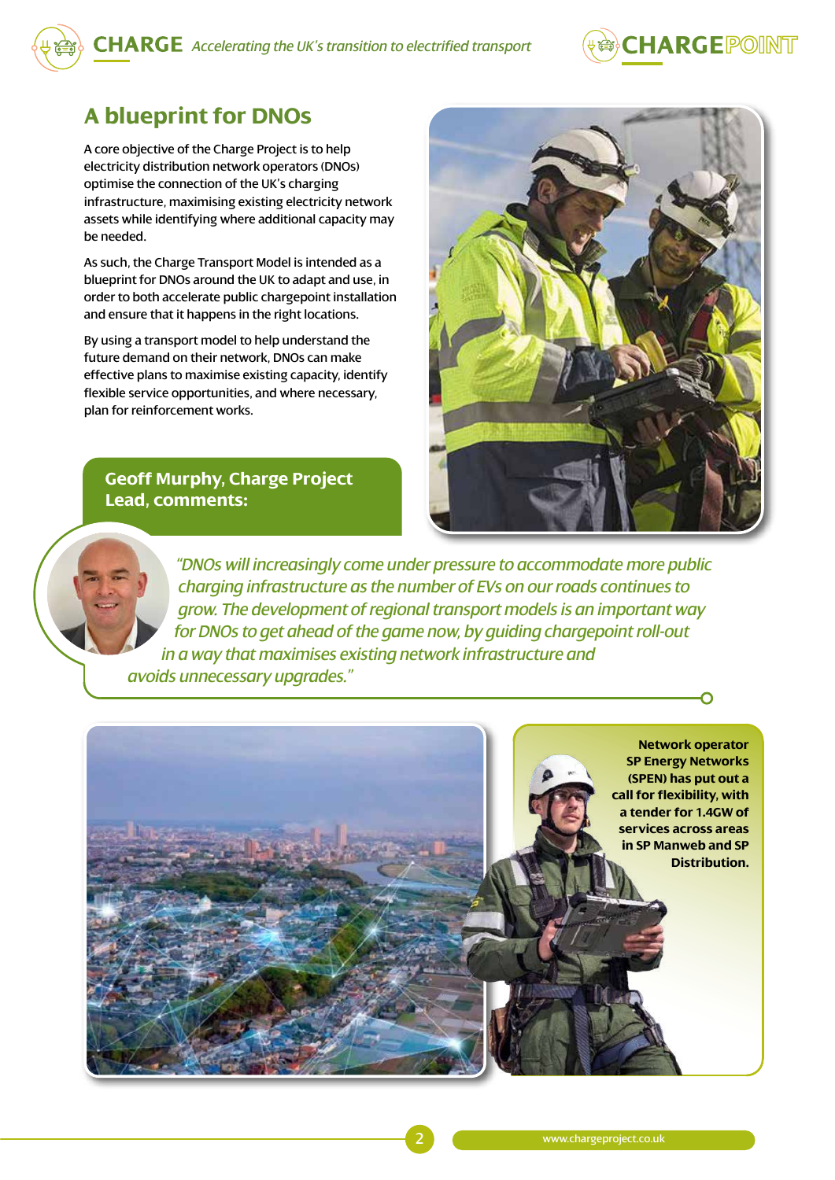## A blueprint for DNOs

A core objective of the Charge Project is to help electricity distribution network operators (DNOs) optimise the connection of the UK's charging infrastructure, maximising existing electricity network assets while identifying where additional capacity may be needed.

As such, the Charge Transport Model is intended as a blueprint for DNOs around the UK to adapt and use, in order to both accelerate public chargepoint installation and ensure that it happens in the right locations.

By using a transport model to help understand the future demand on their network, DNOs can make effective plans to maximise existing capacity, identify flexible service opportunities, and where necessary, plan for reinforcement works.

**Geoff Murphy, Charge Project Lead, comments:**

*"DNOs will increasingly come under pressure to accommodate more public charging infrastructure as the number of EVs on our roads continues to grow. The development of regional transport models is an important way for DNOs to get ahead of the game now, by guiding chargepoint roll-out in a way that maximises existing network infrastructure and avoids unnecessary upgrades."*

**Network operator SP Energy Networks (SPEN) has put out a call for flexibility, with a tender for 1.4GW of services across areas in SP Manweb and SP Distribution.**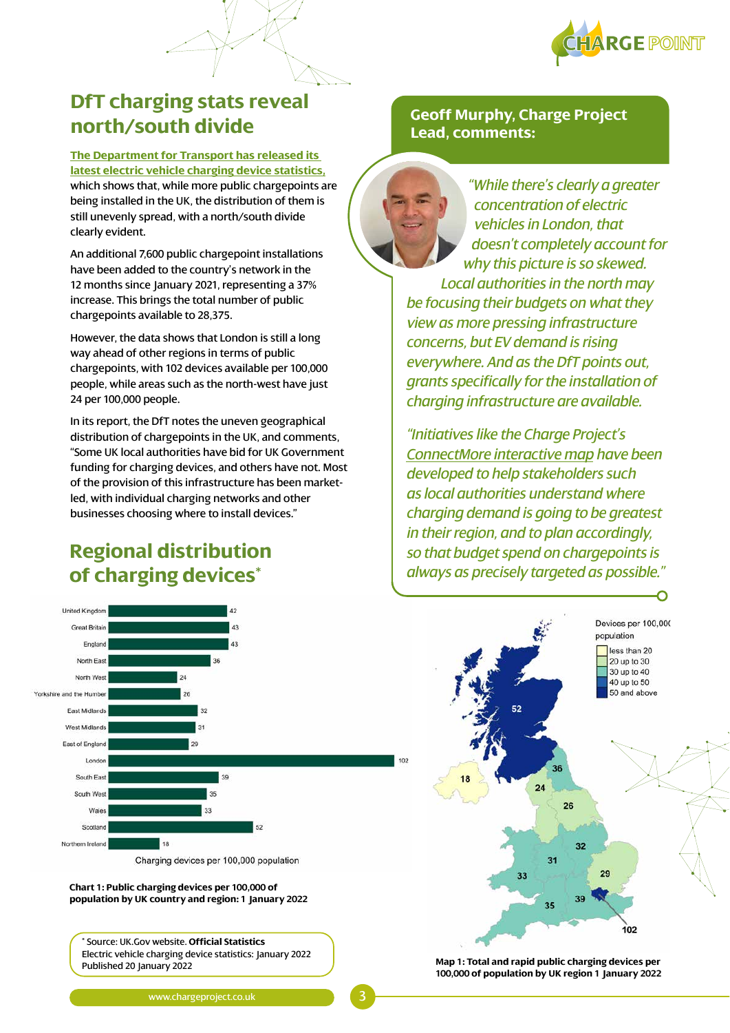## DfT charging stats reveal north/south divide

The Department for Transport has released its latest electric vehicle charging device statistics, which shows that, while more public chargepoints are being installed in the UK, the distribution of them is still unevenly spread, with a north/south divide clearly evident.

An additional 7,600 public chargepoint installations have been added to the country's network in the 12 months since January 2021, representing a 37% increase. This brings the total number of public chargepoints available to 28,375.

However, the data shows that London is still a long way ahead of other regions in terms of public chargepoints, with 102 devices available per 100,000 people, while areas such as the north-west have just 24 per 100,000 people.

In its report, the DfT notes the uneven geographical distribution of chargepoints in the UK, and comments, "Some UK local authorities have bid for UK Government funding for charging devices, and others have not. Most of the provision of this infrastructure has been market-led, with individual charging networks and other businesses choosing where to install devices."

### Geoff Murphy, Charge Project Lead, comments:

*"While there's clearly a greater concentration of electric vehicles in London, that doesn't completely account for why this picture is so skewed. Local authorities in the north may be focusing their budgets on what they view as more pressing infrastructure concerns, but EV demand is rising everywhere. And as the DfT points out, grants specifically for the installation of charging infrastructure are available.*

*"Initiatives like the Charge Project's ConnectMore interactive map have been developed to help stakeholders such as local authorities understand where charging demand is going to be greatest in their region, and to plan accordingly, so that budget spend on chargepoints is always as precisely targeted as possible."*

## Regional distribution of charging devices*

| Region | Charging devices per 100,000 population |
|---|---|
| United Kingdom | 42 |
| Great Britain | 43 |
| England | 43 |
| North East | 36 |
| North West | 24 |
| Yorkshire and the Humber | 26 |
| East Midlands | 32 |
| West Midlands | 31 |
| East of England | 29 |
| London | 102 |
| South East | 39 |
| South West | 35 |
| Wales | 33 |
| Scotland | 52 |
| Northern Ireland | 18 |

**Chart 1: Public charging devices per 100,000 of population by UK country and region: 1 January 2022**

Devices per 100,000 population: less than 20; 20 up to 30; 30 up to 40; 40 up to 50; 50 and above

**Map 1: Total and rapid public charging devices per 100,000 of population by UK region 1 January 2022**

* Source: UK.Gov website. **Official Statistics**
Electric vehicle charging device statistics: January 2022
Published 20 January 2022

www.chargeproject.co.uk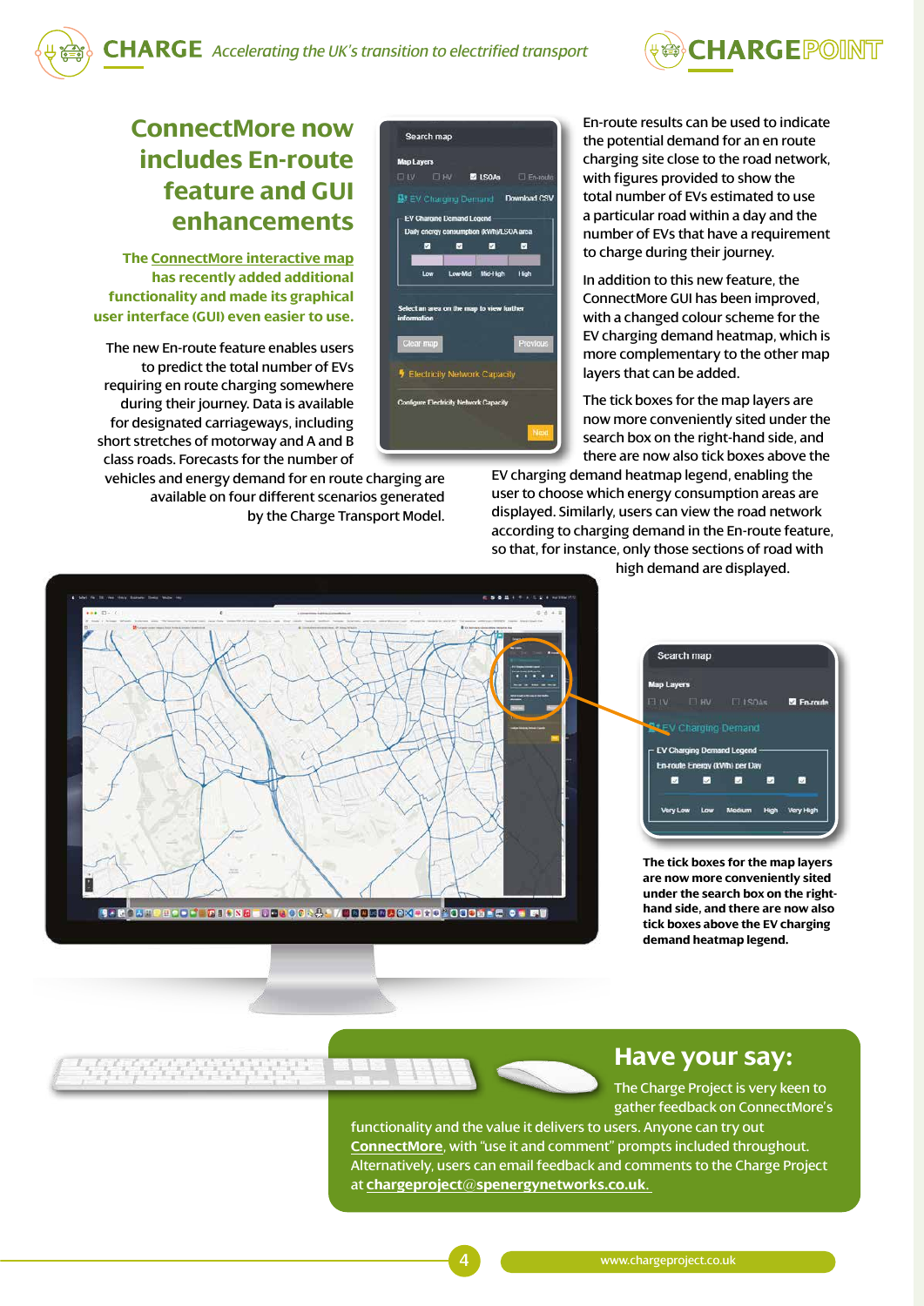# ConnectMore now includes En-route feature and GUI enhancements

**The ConnectMore interactive map has recently added additional functionality and made its graphical user interface (GUI) even easier to use.**

The new En-route feature enables users to predict the total number of EVs requiring en route charging somewhere during their journey. Data is available for designated carriageways, including short stretches of motorway and A and B class roads. Forecasts for the number of vehicles and energy demand for en route charging are available on four different scenarios generated by the Charge Transport Model.

En-route results can be used to indicate the potential demand for an en route charging site close to the road network, with figures provided to show the total number of EVs estimated to use a particular road within a day and the number of EVs that have a requirement to charge during their journey.

In addition to this new feature, the ConnectMore GUI has been improved, with a changed colour scheme for the EV charging demand heatmap, which is more complementary to the other map layers that can be added.

The tick boxes for the map layers are now more conveniently sited under the search box on the right-hand side, and there are now also tick boxes above the EV charging demand heatmap legend, enabling the user to choose which energy consumption areas are displayed. Similarly, users can view the road network according to charging demand in the En-route feature, so that, for instance, only those sections of road with high demand are displayed.

**The tick boxes for the map layers are now more conveniently sited under the search box on the right-hand side, and there are now also tick boxes above the EV charging demand heatmap legend.**

## Have your say:

The Charge Project is very keen to gather feedback on ConnectMore's functionality and the value it delivers to users. Anyone can try out **ConnectMore**, with "use it and comment" prompts included throughout. Alternatively, users can email feedback and comments to the Charge Project at **chargeproject@spenergynetworks.co.uk.**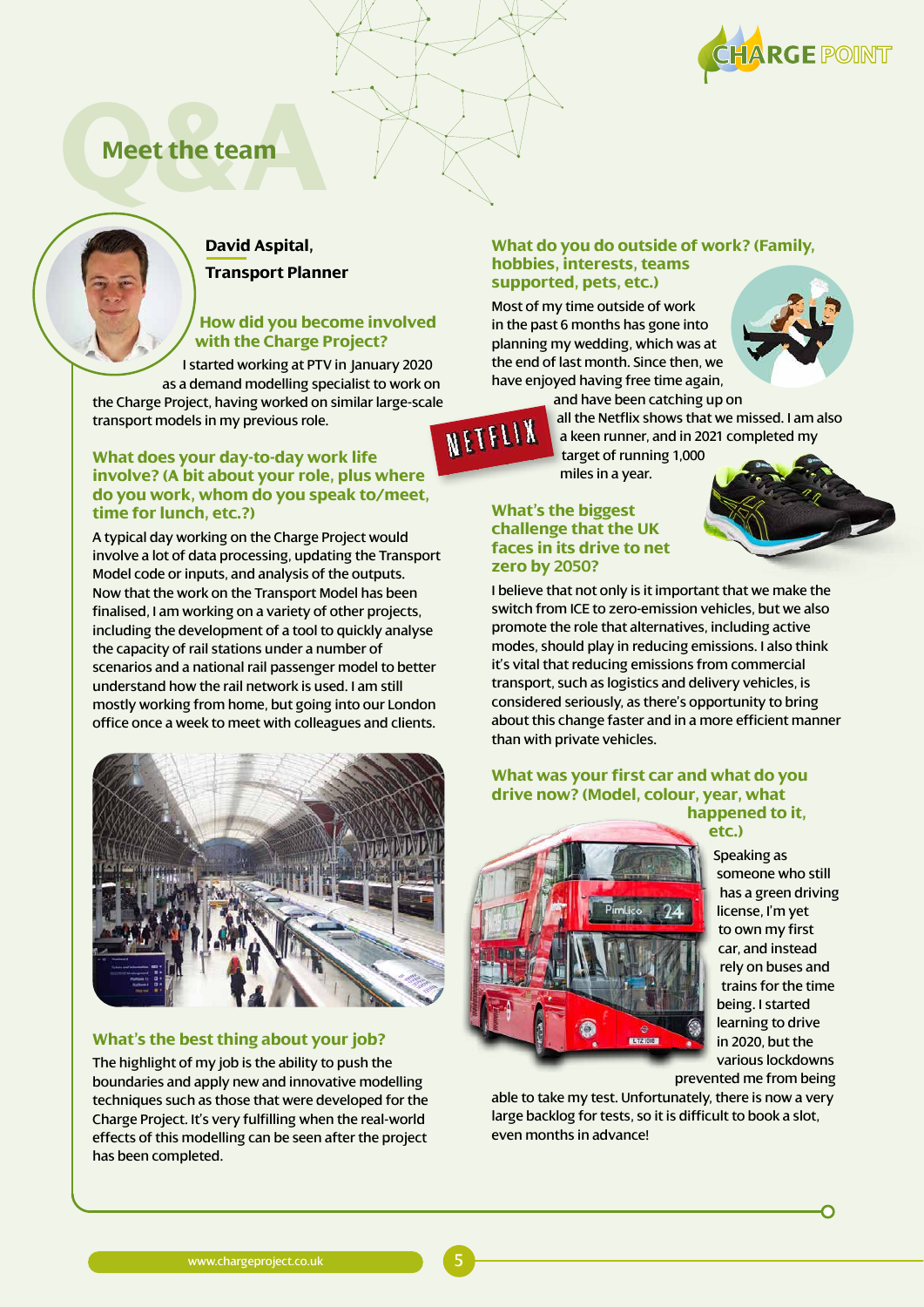# Meet the team

**David Aspital,**
**Transport Planner**

### How did you become involved with the Charge Project?

I started working at PTV in January 2020 as a demand modelling specialist to work on the Charge Project, having worked on similar large-scale transport models in my previous role.

### What does your day-to-day work life involve? (A bit about your role, plus where do you work, whom do you speak to/meet, time for lunch, etc.?)

A typical day working on the Charge Project would involve a lot of data processing, updating the Transport Model code or inputs, and analysis of the outputs. Now that the work on the Transport Model has been finalised, I am working on a variety of other projects, including the development of a tool to quickly analyse the capacity of rail stations under a number of scenarios and a national rail passenger model to better understand how the rail network is used. I am still mostly working from home, but going into our London office once a week to meet with colleagues and clients.

### What's the best thing about your job?

The highlight of my job is the ability to push the boundaries and apply new and innovative modelling techniques such as those that were developed for the Charge Project. It's very fulfilling when the real-world effects of this modelling can be seen after the project has been completed.

### What do you do outside of work? (Family, hobbies, interests, teams supported, pets, etc.)

Most of my time outside of work in the past 6 months has gone into planning my wedding, which was at the end of last month. Since then, we have enjoyed having free time again, and have been catching up on all the Netflix shows that we missed. I am also a keen runner, and in 2021 completed my target of running 1,000 miles in a year.

### What's the biggest challenge that the UK faces in its drive to net zero by 2050?

I believe that not only is it important that we make the switch from ICE to zero-emission vehicles, but we also promote the role that alternatives, including active modes, should play in reducing emissions. I also think it's vital that reducing emissions from commercial transport, such as logistics and delivery vehicles, is considered seriously, as there's opportunity to bring about this change faster and in a more efficient manner than with private vehicles.

### What was your first car and what do you drive now? (Model, colour, year, what happened to it, etc.)

Speaking as someone who still has a green driving license, I'm yet to own my first car, and instead rely on buses and trains for the time being. I started learning to drive in 2020, but the various lockdowns prevented me from being able to take my test. Unfortunately, there is now a very large backlog for tests, so it is difficult to book a slot, even months in advance!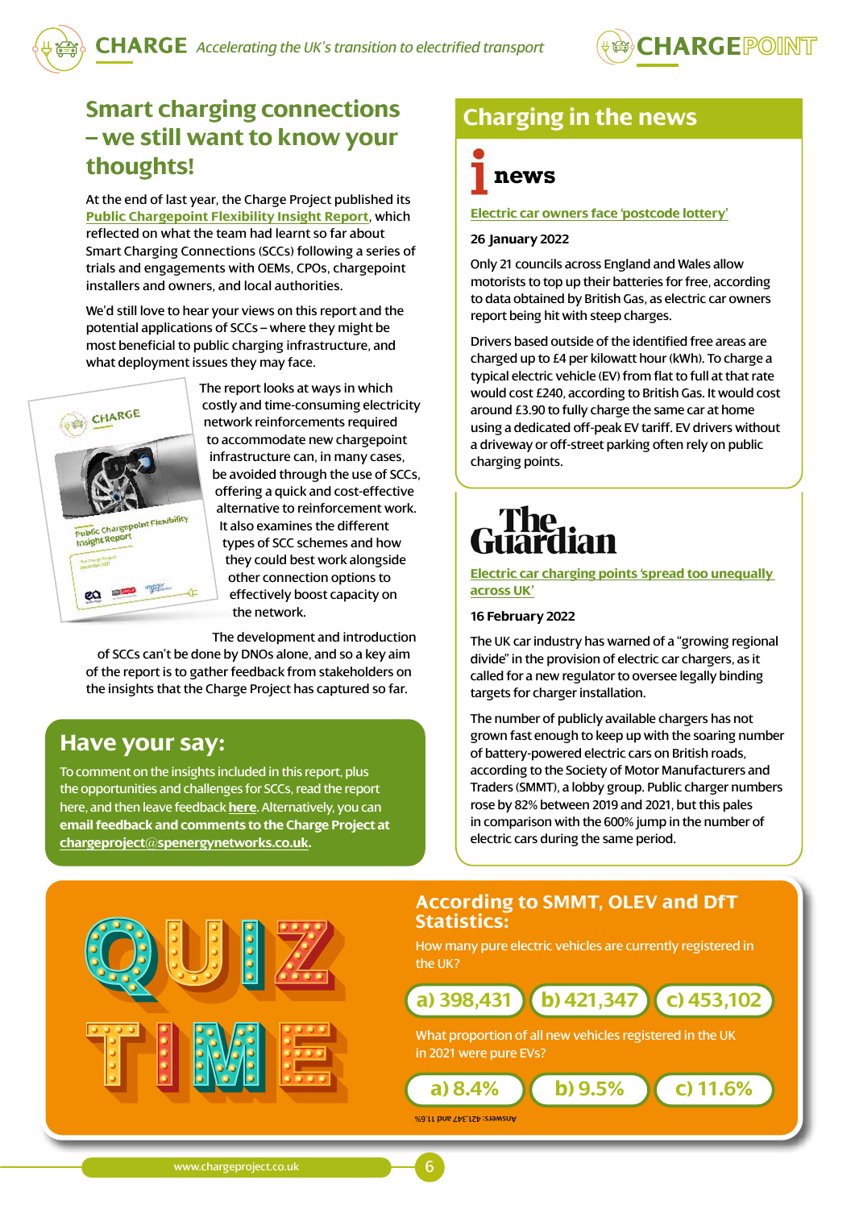## Smart charging connections – we still want to know your thoughts!

At the end of last year, the Charge Project published its Public Chargepoint Flexibility Insight Report, which reflected on what the team had learnt so far about Smart Charging Connections (SCCs) following a series of trials and engagements with OEMs, CPOs, chargepoint installers and owners, and local authorities.

We'd still love to hear your views on this report and the potential applications of SCCs – where they might be most beneficial to public charging infrastructure, and what deployment issues they may face.

The report looks at ways in which costly and time-consuming electricity network reinforcements required to accommodate new chargepoint infrastructure can, in many cases, be avoided through the use of SCCs, offering a quick and cost-effective alternative to reinforcement work. It also examines the different types of SCC schemes and how they could best work alongside other connection options to effectively boost capacity on the network.

The development and introduction of SCCs can't be done by DNOs alone, and so a key aim of the report is to gather feedback from stakeholders on the insights that the Charge Project has captured so far.

### Have your say:

To comment on the insights included in this report, plus the opportunities and challenges for SCCs, read the report here, and then leave feedback **here**. Alternatively, you can **email feedback and comments to the Charge Project at chargeproject@spenergynetworks.co.uk.**

## Charging in the news

**i news**

Electric car owners face 'postcode lottery'

**26 January 2022**

Only 21 councils across England and Wales allow motorists to top up their batteries for free, according to data obtained by British Gas, as electric car owners report being hit with steep charges.

Drivers based outside of the identified free areas are charged up to £4 per kilowatt hour (kWh). To charge a typical electric vehicle (EV) from flat to full at that rate would cost £240, according to British Gas. It would cost around £3.90 to fully charge the same car at home using a dedicated off-peak EV tariff. EV drivers without a driveway or off-street parking often rely on public charging points.

**The Guardian**

Electric car charging points 'spread too unequally across UK'

**16 February 2022**

The UK car industry has warned of a "growing regional divide" in the provision of electric car chargers, as it called for a new regulator to oversee legally binding targets for charger installation.

The number of publicly available chargers has not grown fast enough to keep up with the soaring number of battery-powered electric cars on British roads, according to the Society of Motor Manufacturers and Traders (SMMT), a lobby group. Public charger numbers rose by 82% between 2019 and 2021, but this pales in comparison with the 600% jump in the number of electric cars during the same period.

## QUIZ TIME

### According to SMMT, OLEV and DfT Statistics:

How many pure electric vehicles are currently registered in the UK?

a) 398,431 b) 421,347 c) 453,102

What proportion of all new vehicles registered in the UK in 2021 were pure EVs?

a) 8.4% b) 9.5% c) 11.6%

Answers: 421,347 and 11.6%